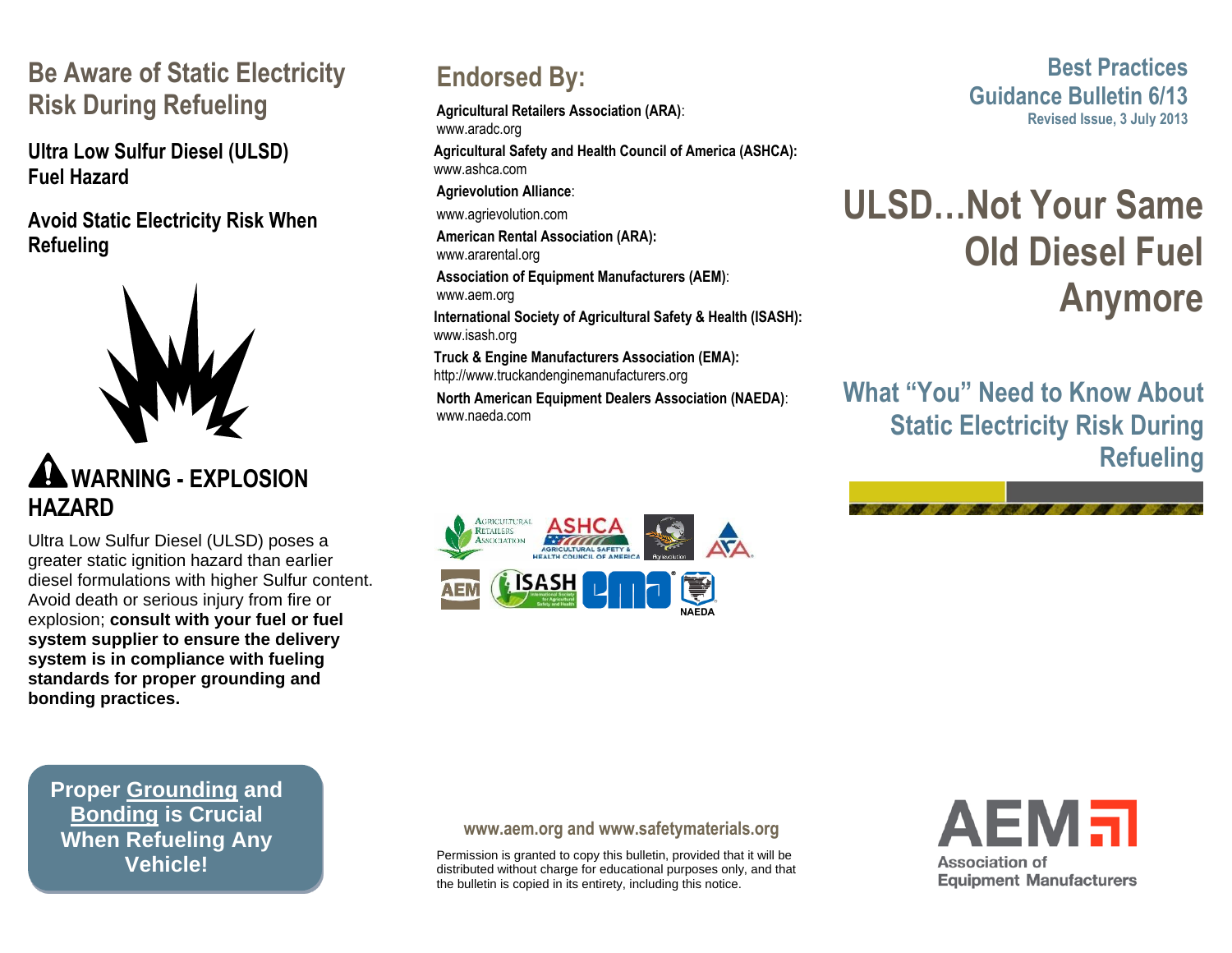## Be Aware of Static Electricity Risk During Refueling

### Ultra Low Sulfur Diesel (ULSD) Fuel Hazard

### Avoid Static Electricity Risk When Refueling

### WARNING - EXPLOSION HAZARD

Ultra Low Sulfur Diesel (ULSD) poses a greater static ignition hazard than earlier diesel formulations with higher Sulfur content. Avoid death or serious injury from fire or explosion; **consult with your fuel or fuel system supplier to ensure the delivery system is in compliance with fueling standards for proper grounding and bonding practices.**

**Proper Grounding and Bonding is Crucial When Refueling Any Vehicle!**

## Endorsed By:

**Agricultural Retailers Association (ARA)**: www.aradc.org

**Agricultural Safety and Health Council of America (ASHCA):** www.ashca.com

**Agrievolution Alliance**: www.agrievolution.com

**American Rental Association (ARA):** www.ararental.org

**Association of Equipment Manufacturers (AEM)**: www.aem.org

**International Society of Agricultural Safety & Health (ISASH):** www.isash.org

**Truck & Engine Manufacturers Association (EMA):** http://www.truckandenginemanufacturers.org

**North American Equipment Dealers Association (NAEDA)**: www.naeda.com

**www.aem.org and www.safetymaterials.org**

Permission is granted to copy this bulletin, provided that it will be distributed without charge for educational purposes only, and that the bulletin is copied in its entirety, including this notice.

**Best Practices Guidance Bulletin 6/13**
Revised Issue, 3 July 2013

# ULSD…Not Your Same Old Diesel Fuel Anymore

## What "You" Need to Know About Static Electricity Risk During Refueling

AEM Association of Equipment Manufacturers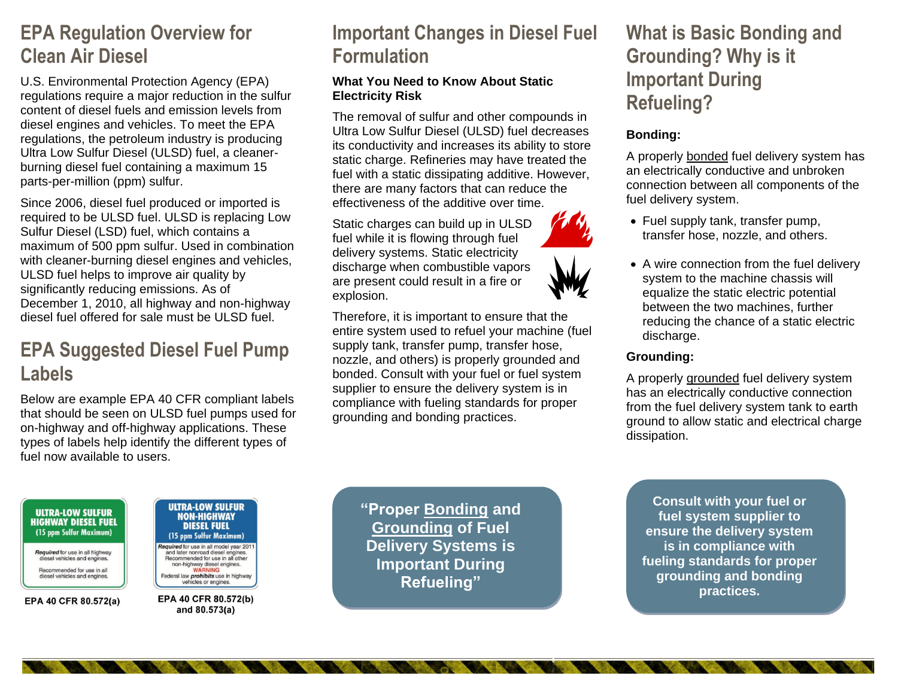## EPA Regulation Overview for Clean Air Diesel

U.S. Environmental Protection Agency (EPA) regulations require a major reduction in the sulfur content of diesel fuels and emission levels from diesel engines and vehicles. To meet the EPA regulations, the petroleum industry is producing Ultra Low Sulfur Diesel (ULSD) fuel, a cleaner-burning diesel fuel containing a maximum 15 parts-per-million (ppm) sulfur.

Since 2006, diesel fuel produced or imported is required to be ULSD fuel. ULSD is replacing Low Sulfur Diesel (LSD) fuel, which contains a maximum of 500 ppm sulfur. Used in combination with cleaner-burning diesel engines and vehicles, ULSD fuel helps to improve air quality by significantly reducing emissions. As of December 1, 2010, all highway and non-highway diesel fuel offered for sale must be ULSD fuel.

## EPA Suggested Diesel Fuel Pump Labels

Below are example EPA 40 CFR compliant labels that should be seen on ULSD fuel pumps used for on-highway and off-highway applications. These types of labels help identify the different types of fuel now available to users.

ULTRA-LOW SULFUR HIGHWAY DIESEL FUEL (15 ppm Sulfur Maximum)

*Required* for use in all highway diesel vehicles and engines.

Recommended for use in all diesel vehicles and engines.

**EPA 40 CFR 80.572(a)**

ULTRA-LOW SULFUR NON-HIGHWAY DIESEL FUEL (15 ppm Sulfur Maximum)

*Required* for use in all model year 2011 and later nonroad diesel engines. Recommended for use in all other non-highway diesel engines.

WARNING

Federal law *prohibits* use in highway vehicles or engines.

**EPA 40 CFR 80.572(b) and 80.573(a)**

## Important Changes in Diesel Fuel Formulation

**What You Need to Know About Static Electricity Risk**

The removal of sulfur and other compounds in Ultra Low Sulfur Diesel (ULSD) fuel decreases its conductivity and increases its ability to store static charge. Refineries may have treated the fuel with a static dissipating additive. However, there are many factors that can reduce the effectiveness of the additive over time.

Static charges can build up in ULSD fuel while it is flowing through fuel delivery systems. Static electricity discharge when combustible vapors are present could result in a fire or explosion.

Therefore, it is important to ensure that the entire system used to refuel your machine (fuel supply tank, transfer pump, transfer hose, nozzle, and others) is properly grounded and bonded. Consult with your fuel or fuel system supplier to ensure the delivery system is in compliance with fueling standards for proper grounding and bonding practices.

**"Proper Bonding and Grounding of Fuel Delivery Systems is Important During Refueling"**

## What is Basic Bonding and Grounding? Why is it Important During Refueling?

**Bonding:**

A properly bonded fuel delivery system has an electrically conductive and unbroken connection between all components of the fuel delivery system.

- Fuel supply tank, transfer pump, transfer hose, nozzle, and others.
- A wire connection from the fuel delivery system to the machine chassis will equalize the static electric potential between the two machines, further reducing the chance of a static electric discharge.

**Grounding:**

A properly grounded fuel delivery system has an electrically conductive connection from the fuel delivery system tank to earth ground to allow static and electrical charge dissipation.

**Consult with your fuel or fuel system supplier to ensure the delivery system is in compliance with fueling standards for proper grounding and bonding practices.**